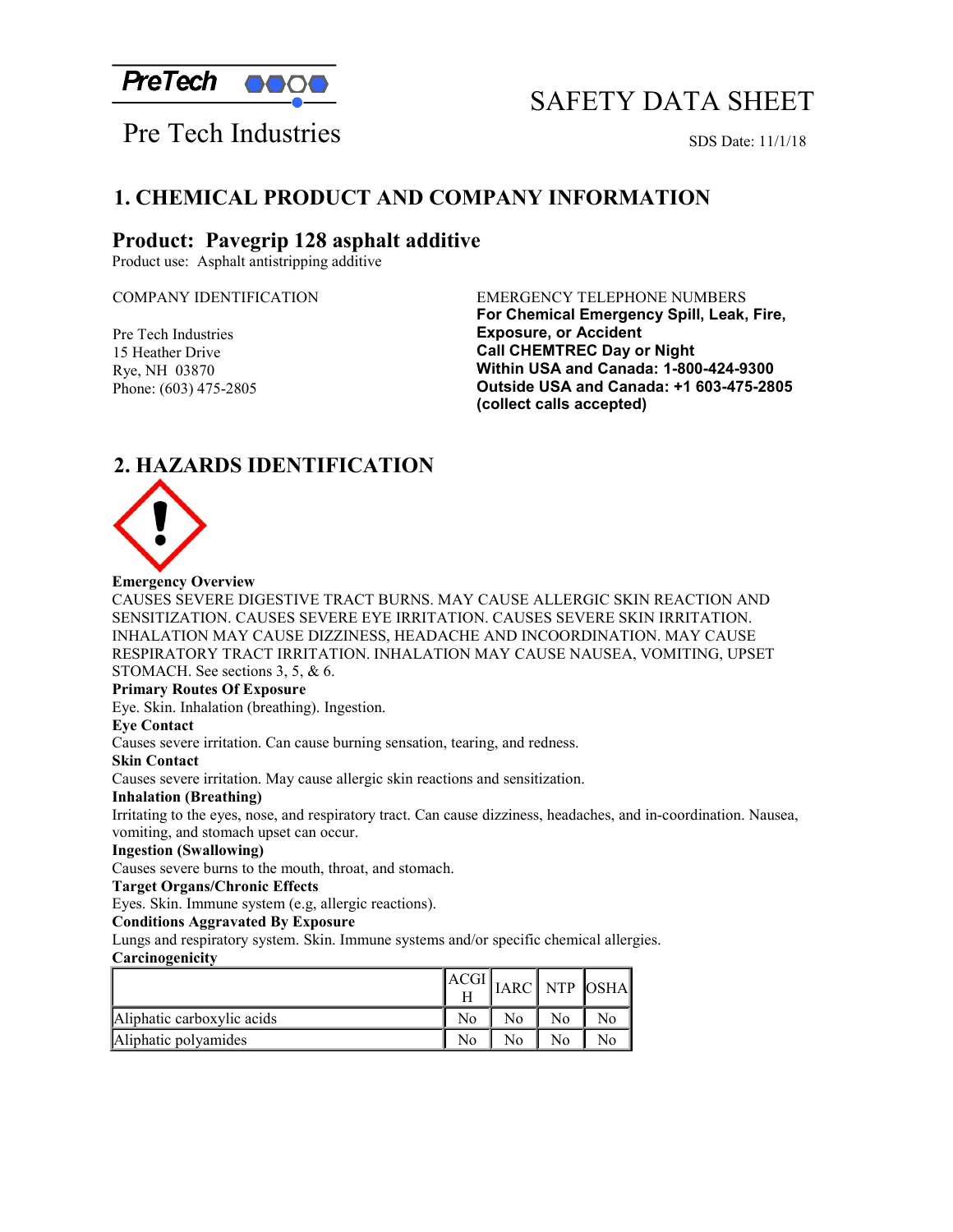PreTech

Pre Tech Industries

# SAFETY DATA SHEET

SDS Date: 11/1/18

## 1. CHEMICAL PRODUCT AND COMPANY INFORMATION

### Product: Pavegrip 128 asphalt additive

Product use: Asphalt antistripping additive

COMPANY IDENTIFICATION

Pre Tech Industries
15 Heather Drive
Rye, NH 03870
Phone: (603) 475-2805

EMERGENCY TELEPHONE NUMBERS
**For Chemical Emergency Spill, Leak, Fire, Exposure, or Accident**
**Call CHEMTREC Day or Night**
**Within USA and Canada: 1-800-424-9300**
**Outside USA and Canada: +1 603-475-2805**
**(collect calls accepted)**

## 2. HAZARDS IDENTIFICATION

**Emergency Overview**
CAUSES SEVERE DIGESTIVE TRACT BURNS. MAY CAUSE ALLERGIC SKIN REACTION AND SENSITIZATION. CAUSES SEVERE EYE IRRITATION. CAUSES SEVERE SKIN IRRITATION. INHALATION MAY CAUSE DIZZINESS, HEADACHE AND INCOORDINATION. MAY CAUSE RESPIRATORY TRACT IRRITATION. INHALATION MAY CAUSE NAUSEA, VOMITING, UPSET STOMACH. See sections 3, 5, & 6.

**Primary Routes Of Exposure**
Eye. Skin. Inhalation (breathing). Ingestion.

**Eye Contact**
Causes severe irritation. Can cause burning sensation, tearing, and redness.

**Skin Contact**
Causes severe irritation. May cause allergic skin reactions and sensitization.

**Inhalation (Breathing)**
Irritating to the eyes, nose, and respiratory tract. Can cause dizziness, headaches, and in-coordination. Nausea, vomiting, and stomach upset can occur.

**Ingestion (Swallowing)**
Causes severe burns to the mouth, throat, and stomach.

**Target Organs/Chronic Effects**
Eyes. Skin. Immune system (e.g, allergic reactions).

**Conditions Aggravated By Exposure**
Lungs and respiratory system. Skin. Immune systems and/or specific chemical allergies.

**Carcinogenicity**

| | ACGIH | IARC | NTP | OSHA |
|---|---|---|---|---|
| Aliphatic carboxylic acids | No | No | No | No |
| Aliphatic polyamides | No | No | No | No |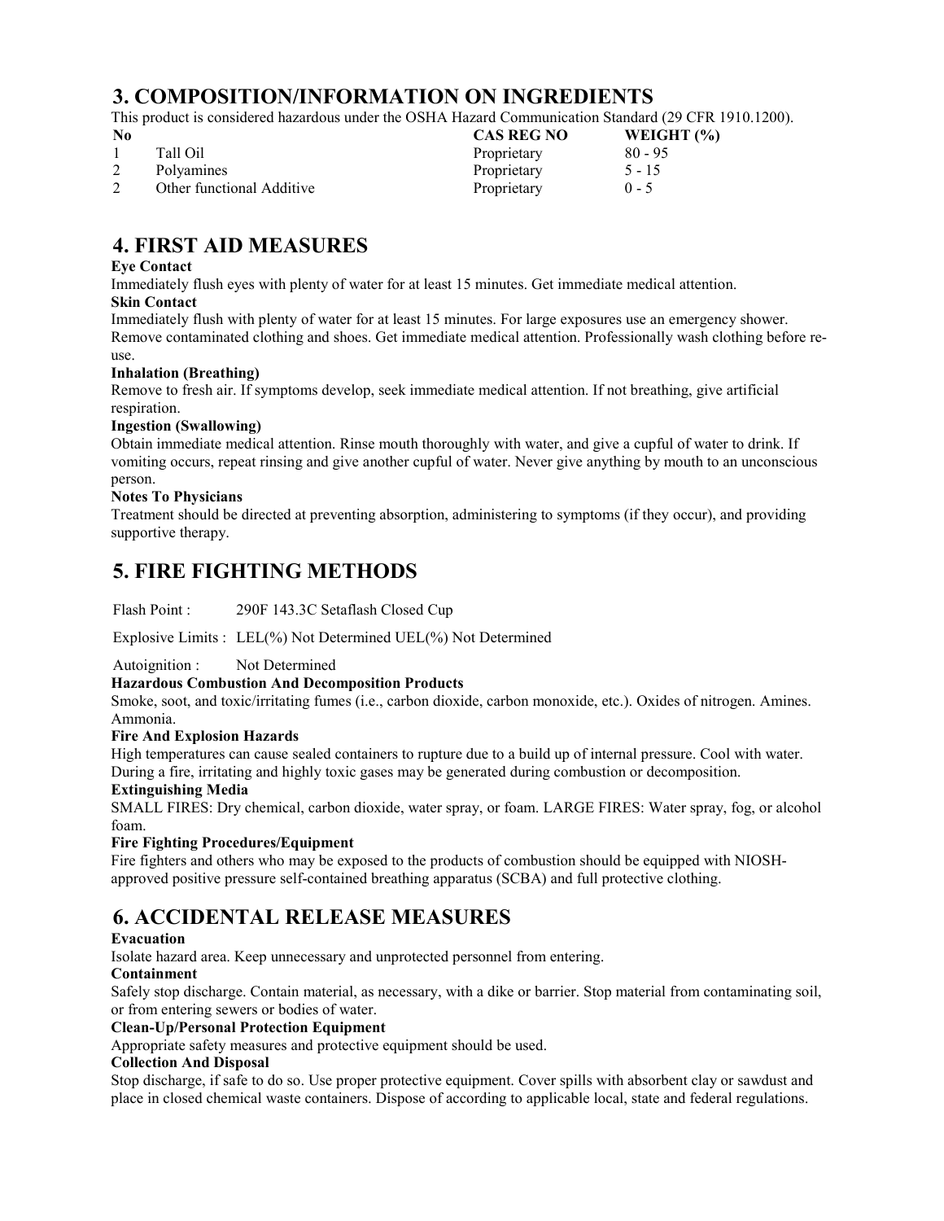## 3. COMPOSITION/INFORMATION ON INGREDIENTS

This product is considered hazardous under the OSHA Hazard Communication Standard (29 CFR 1910.1200).

| No | | CAS REG NO | WEIGHT (%) |
|---|---|---|---|
| 1 | Tall Oil | Proprietary | 80 - 95 |
| 2 | Polyamines | Proprietary | 5 - 15 |
| 2 | Other functional Additive | Proprietary | 0 - 5 |

## 4. FIRST AID MEASURES

**Eye Contact**

Immediately flush eyes with plenty of water for at least 15 minutes. Get immediate medical attention.

**Skin Contact**

Immediately flush with plenty of water for at least 15 minutes. For large exposures use an emergency shower. Remove contaminated clothing and shoes. Get immediate medical attention. Professionally wash clothing before re-use.

**Inhalation (Breathing)**

Remove to fresh air. If symptoms develop, seek immediate medical attention. If not breathing, give artificial respiration.

**Ingestion (Swallowing)**

Obtain immediate medical attention. Rinse mouth thoroughly with water, and give a cupful of water to drink. If vomiting occurs, repeat rinsing and give another cupful of water. Never give anything by mouth to an unconscious person.

**Notes To Physicians**

Treatment should be directed at preventing absorption, administering to symptoms (if they occur), and providing supportive therapy.

## 5. FIRE FIGHTING METHODS

Flash Point : 290F 143.3C Setaflash Closed Cup

Explosive Limits : LEL(%) Not Determined UEL(%) Not Determined

Autoignition : Not Determined

**Hazardous Combustion And Decomposition Products**

Smoke, soot, and toxic/irritating fumes (i.e., carbon dioxide, carbon monoxide, etc.). Oxides of nitrogen. Amines. Ammonia.

**Fire And Explosion Hazards**

High temperatures can cause sealed containers to rupture due to a build up of internal pressure. Cool with water. During a fire, irritating and highly toxic gases may be generated during combustion or decomposition.

**Extinguishing Media**

SMALL FIRES: Dry chemical, carbon dioxide, water spray, or foam. LARGE FIRES: Water spray, fog, or alcohol foam.

**Fire Fighting Procedures/Equipment**

Fire fighters and others who may be exposed to the products of combustion should be equipped with NIOSH-approved positive pressure self-contained breathing apparatus (SCBA) and full protective clothing.

## 6. ACCIDENTAL RELEASE MEASURES

**Evacuation**

Isolate hazard area. Keep unnecessary and unprotected personnel from entering.

**Containment**

Safely stop discharge. Contain material, as necessary, with a dike or barrier. Stop material from contaminating soil, or from entering sewers or bodies of water.

**Clean-Up/Personal Protection Equipment**

Appropriate safety measures and protective equipment should be used.

**Collection And Disposal**

Stop discharge, if safe to do so. Use proper protective equipment. Cover spills with absorbent clay or sawdust and place in closed chemical waste containers. Dispose of according to applicable local, state and federal regulations.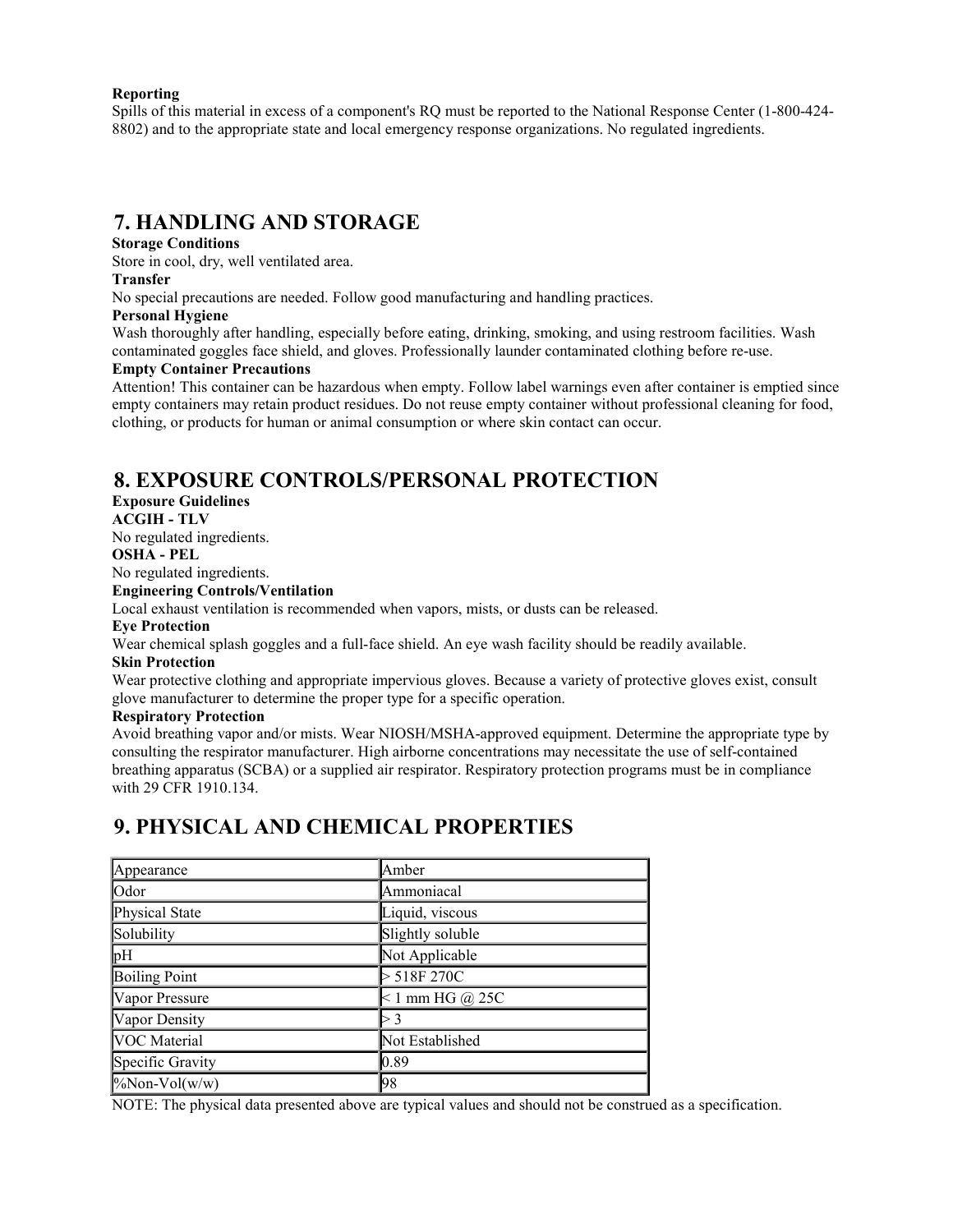**Reporting**
Spills of this material in excess of a component's RQ must be reported to the National Response Center (1-800-424-8802) and to the appropriate state and local emergency response organizations. No regulated ingredients.

## 7. HANDLING AND STORAGE

**Storage Conditions**
Store in cool, dry, well ventilated area.

**Transfer**
No special precautions are needed. Follow good manufacturing and handling practices.

**Personal Hygiene**
Wash thoroughly after handling, especially before eating, drinking, smoking, and using restroom facilities. Wash contaminated goggles face shield, and gloves. Professionally launder contaminated clothing before re-use.

**Empty Container Precautions**
Attention! This container can be hazardous when empty. Follow label warnings even after container is emptied since empty containers may retain product residues. Do not reuse empty container without professional cleaning for food, clothing, or products for human or animal consumption or where skin contact can occur.

## 8. EXPOSURE CONTROLS/PERSONAL PROTECTION

**Exposure Guidelines**

**ACGIH - TLV**
No regulated ingredients.

**OSHA - PEL**
No regulated ingredients.

**Engineering Controls/Ventilation**
Local exhaust ventilation is recommended when vapors, mists, or dusts can be released.

**Eye Protection**
Wear chemical splash goggles and a full-face shield. An eye wash facility should be readily available.

**Skin Protection**
Wear protective clothing and appropriate impervious gloves. Because a variety of protective gloves exist, consult glove manufacturer to determine the proper type for a specific operation.

**Respiratory Protection**
Avoid breathing vapor and/or mists. Wear NIOSH/MSHA-approved equipment. Determine the appropriate type by consulting the respirator manufacturer. High airborne concentrations may necessitate the use of self-contained breathing apparatus (SCBA) or a supplied air respirator. Respiratory protection programs must be in compliance with 29 CFR 1910.134.

## 9. PHYSICAL AND CHEMICAL PROPERTIES

| | |
|---|---|
| Appearance | Amber |
| Odor | Ammoniacal |
| Physical State | Liquid, viscous |
| Solubility | Slightly soluble |
| pH | Not Applicable |
| Boiling Point | > 518F 270C |
| Vapor Pressure | < 1 mm HG @ 25C |
| Vapor Density | > 3 |
| VOC Material | Not Established |
| Specific Gravity | 0.89 |
| %Non-Vol(w/w) | 98 |

NOTE: The physical data presented above are typical values and should not be construed as a specification.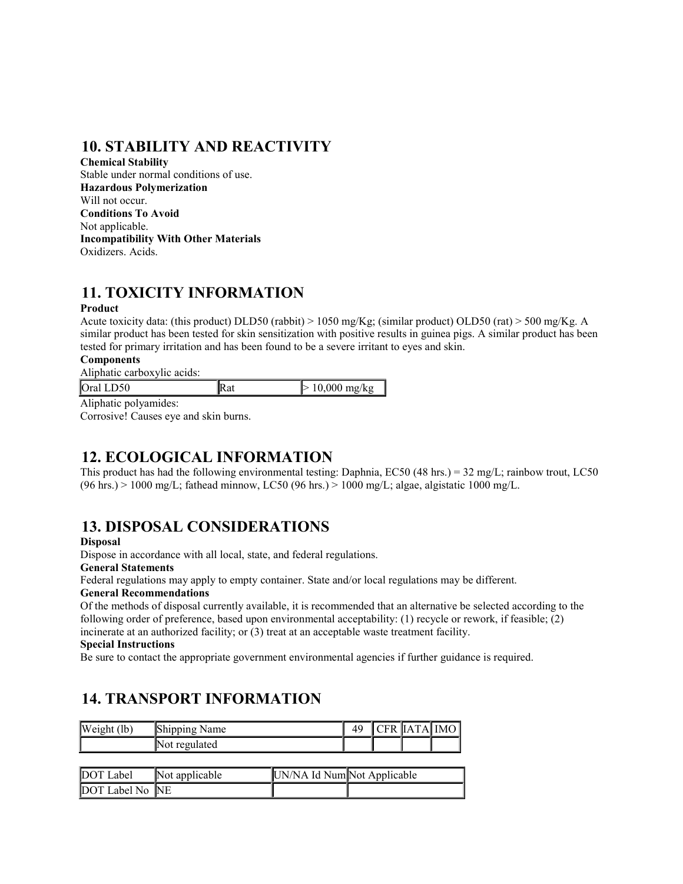## 10. STABILITY AND REACTIVITY

**Chemical Stability**

Stable under normal conditions of use.

**Hazardous Polymerization**

Will not occur.

**Conditions To Avoid**

Not applicable.

**Incompatibility With Other Materials**

Oxidizers. Acids.

## 11. TOXICITY INFORMATION

**Product**

Acute toxicity data: (this product) DLD50 (rabbit) > 1050 mg/Kg; (similar product) OLD50 (rat) > 500 mg/Kg. A similar product has been tested for skin sensitization with positive results in guinea pigs. A similar product has been tested for primary irritation and has been found to be a severe irritant to eyes and skin.

**Components**

Aliphatic carboxylic acids:

| Oral LD50 | Rat | > 10,000 mg/kg |
|---|---|---|

Aliphatic polyamides:

Corrosive! Causes eye and skin burns.

## 12. ECOLOGICAL INFORMATION

This product has had the following environmental testing: Daphnia, EC50 (48 hrs.) = 32 mg/L; rainbow trout, LC50 (96 hrs.) > 1000 mg/L; fathead minnow, LC50 (96 hrs.) > 1000 mg/L; algae, algistatic 1000 mg/L.

## 13. DISPOSAL CONSIDERATIONS

**Disposal**

Dispose in accordance with all local, state, and federal regulations.

**General Statements**

Federal regulations may apply to empty container. State and/or local regulations may be different.

**General Recommendations**

Of the methods of disposal currently available, it is recommended that an alternative be selected according to the following order of preference, based upon environmental acceptability: (1) recycle or rework, if feasible; (2) incinerate at an authorized facility; or (3) treat at an acceptable waste treatment facility.

**Special Instructions**

Be sure to contact the appropriate government environmental agencies if further guidance is required.

## 14. TRANSPORT INFORMATION

| Weight (lb) | Shipping Name | 49 | CFR | IATA | IMO |
|---|---|---|---|---|---|
| | Not regulated | | | | |

| DOT Label | Not applicable | UN/NA Id Num | Not Applicable |
|---|---|---|---|
| DOT Label No | NE | | |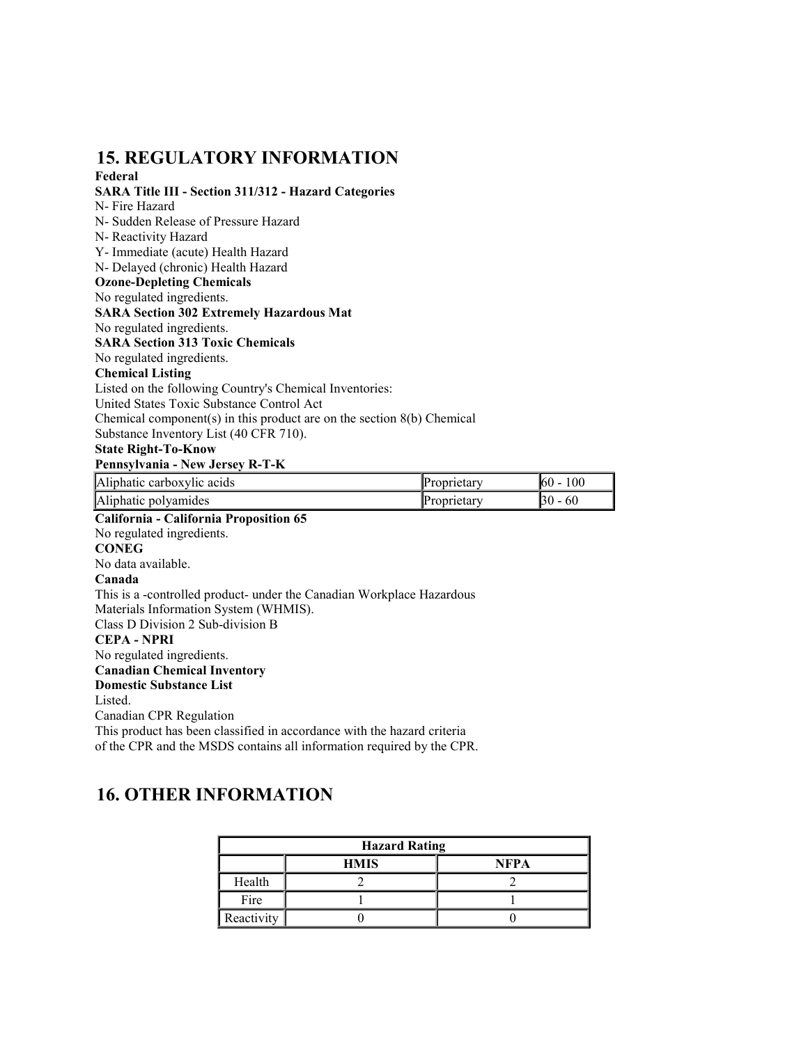## 15. REGULATORY INFORMATION

**Federal**

**SARA Title III - Section 311/312 - Hazard Categories**

N- Fire Hazard
N- Sudden Release of Pressure Hazard
N- Reactivity Hazard
Y- Immediate (acute) Health Hazard
N- Delayed (chronic) Health Hazard

**Ozone-Depleting Chemicals**

No regulated ingredients.

**SARA Section 302 Extremely Hazardous Mat**

No regulated ingredients.

**SARA Section 313 Toxic Chemicals**

No regulated ingredients.

**Chemical Listing**

Listed on the following Country's Chemical Inventories:
United States Toxic Substance Control Act
Chemical component(s) in this product are on the section 8(b) Chemical Substance Inventory List (40 CFR 710).

**State Right-To-Know**

**Pennsylvania - New Jersey R-T-K**

| | | |
|---|---|---|
| Aliphatic carboxylic acids | Proprietary | 60 - 100 |
| Aliphatic polyamides | Proprietary | 30 - 60 |

**California - California Proposition 65**

No regulated ingredients.

**CONEG**

No data available.

**Canada**

This is a -controlled product- under the Canadian Workplace Hazardous Materials Information System (WHMIS).
Class D Division 2 Sub-division B

**CEPA - NPRI**

No regulated ingredients.

**Canadian Chemical Inventory**

**Domestic Substance List**

Listed.

Canadian CPR Regulation
This product has been classified in accordance with the hazard criteria of the CPR and the MSDS contains all information required by the CPR.

## 16. OTHER INFORMATION

| Hazard Rating | | |
|---|---|---|
| | **HMIS** | **NFPA** |
| Health | 2 | 2 |
| Fire | 1 | 1 |
| Reactivity | 0 | 0 |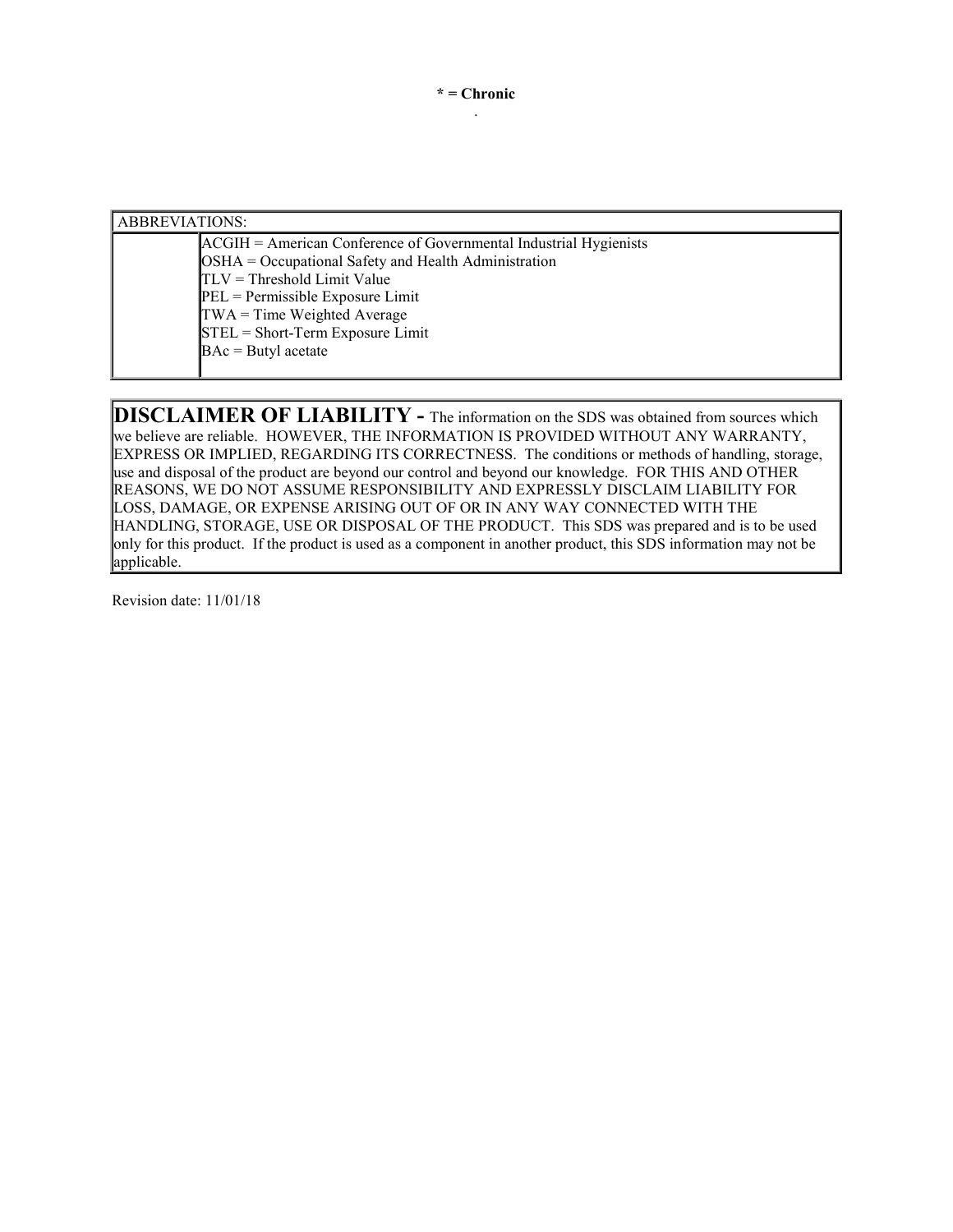**\* = Chronic**

.

| ABBREVIATIONS: | |
|---|---|
| | ACGIH = American Conference of Governmental Industrial Hygienists<br>OSHA = Occupational Safety and Health Administration<br>TLV = Threshold Limit Value<br>PEL = Permissible Exposure Limit<br>TWA = Time Weighted Average<br>STEL = Short-Term Exposure Limit<br>BAc = Butyl acetate |

**DISCLAIMER OF LIABILITY -** The information on the SDS was obtained from sources which we believe are reliable. HOWEVER, THE INFORMATION IS PROVIDED WITHOUT ANY WARRANTY, EXPRESS OR IMPLIED, REGARDING ITS CORRECTNESS. The conditions or methods of handling, storage, use and disposal of the product are beyond our control and beyond our knowledge. FOR THIS AND OTHER REASONS, WE DO NOT ASSUME RESPONSIBILITY AND EXPRESSLY DISCLAIM LIABILITY FOR LOSS, DAMAGE, OR EXPENSE ARISING OUT OF OR IN ANY WAY CONNECTED WITH THE HANDLING, STORAGE, USE OR DISPOSAL OF THE PRODUCT. This SDS was prepared and is to be used only for this product. If the product is used as a component in another product, this SDS information may not be applicable.

Revision date: 11/01/18